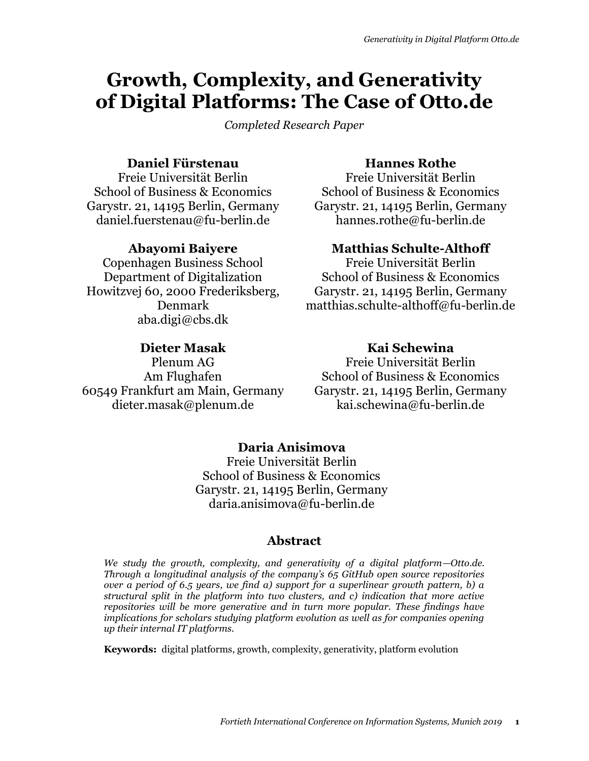# Growth, Complexity, and Generativity of Digital Platforms: The Case of Otto.de

*Completed Research Paper*

**Daniel Fürstenau**
Freie Universität Berlin
School of Business & Economics
Garystr. 21, 14195 Berlin, Germany
daniel.fuerstenau@fu-berlin.de

**Hannes Rothe**
Freie Universität Berlin
School of Business & Economics
Garystr. 21, 14195 Berlin, Germany
hannes.rothe@fu-berlin.de

**Abayomi Baiyere**
Copenhagen Business School
Department of Digitalization
Howitzvej 60, 2000 Frederiksberg, Denmark
aba.digi@cbs.dk

**Matthias Schulte-Althoff**
Freie Universität Berlin
School of Business & Economics
Garystr. 21, 14195 Berlin, Germany
matthias.schulte-althoff@fu-berlin.de

**Dieter Masak**
Plenum AG
Am Flughafen
60549 Frankfurt am Main, Germany
dieter.masak@plenum.de

**Kai Schewina**
Freie Universität Berlin
School of Business & Economics
Garystr. 21, 14195 Berlin, Germany
kai.schewina@fu-berlin.de

**Daria Anisimova**
Freie Universität Berlin
School of Business & Economics
Garystr. 21, 14195 Berlin, Germany
daria.anisimova@fu-berlin.de

## Abstract

*We study the growth, complexity, and generativity of a digital platform—Otto.de. Through a longitudinal analysis of the company's 65 GitHub open source repositories over a period of 6.5 years, we find a) support for a superlinear growth pattern, b) a structural split in the platform into two clusters, and c) indication that more active repositories will be more generative and in turn more popular. These findings have implications for scholars studying platform evolution as well as for companies opening up their internal IT platforms.*

**Keywords:** digital platforms, growth, complexity, generativity, platform evolution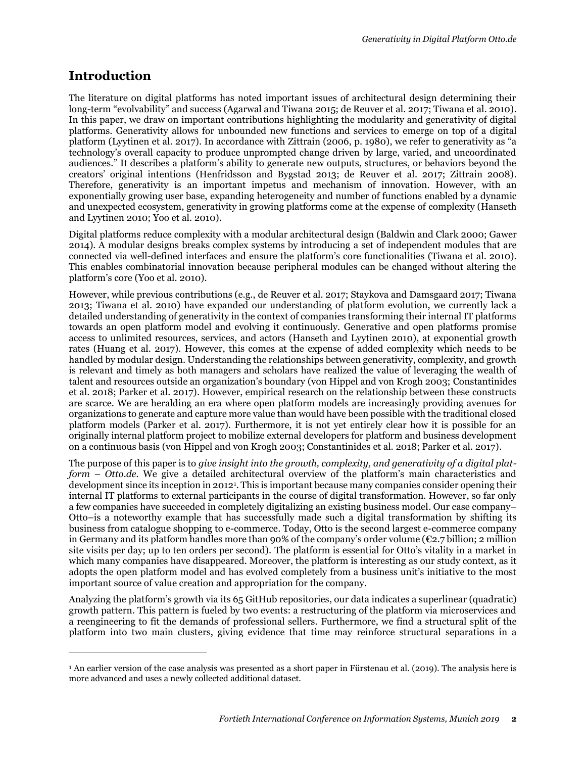## Introduction

The literature on digital platforms has noted important issues of architectural design determining their long-term "evolvability" and success (Agarwal and Tiwana 2015; de Reuver et al. 2017; Tiwana et al. 2010). In this paper, we draw on important contributions highlighting the modularity and generativity of digital platforms. Generativity allows for unbounded new functions and services to emerge on top of a digital platform (Lyytinen et al. 2017). In accordance with Zittrain (2006, p. 1980), we refer to generativity as "a technology's overall capacity to produce unprompted change driven by large, varied, and uncoordinated audiences." It describes a platform's ability to generate new outputs, structures, or behaviors beyond the creators' original intentions (Henfridsson and Bygstad 2013; de Reuver et al. 2017; Zittrain 2008). Therefore, generativity is an important impetus and mechanism of innovation. However, with an exponentially growing user base, expanding heterogeneity and number of functions enabled by a dynamic and unexpected ecosystem, generativity in growing platforms come at the expense of complexity (Hanseth and Lyytinen 2010; Yoo et al. 2010).

Digital platforms reduce complexity with a modular architectural design (Baldwin and Clark 2000; Gawer 2014). A modular designs breaks complex systems by introducing a set of independent modules that are connected via well-defined interfaces and ensure the platform's core functionalities (Tiwana et al. 2010). This enables combinatorial innovation because peripheral modules can be changed without altering the platform's core (Yoo et al. 2010).

However, while previous contributions (e.g., de Reuver et al. 2017; Staykova and Damsgaard 2017; Tiwana 2013; Tiwana et al. 2010) have expanded our understanding of platform evolution, we currently lack a detailed understanding of generativity in the context of companies transforming their internal IT platforms towards an open platform model and evolving it continuously. Generative and open platforms promise access to unlimited resources, services, and actors (Hanseth and Lyytinen 2010), at exponential growth rates (Huang et al. 2017). However, this comes at the expense of added complexity which needs to be handled by modular design. Understanding the relationships between generativity, complexity, and growth is relevant and timely as both managers and scholars have realized the value of leveraging the wealth of talent and resources outside an organization's boundary (von Hippel and von Krogh 2003; Constantinides et al. 2018; Parker et al. 2017). However, empirical research on the relationship between these constructs are scarce. We are heralding an era where open platform models are increasingly providing avenues for organizations to generate and capture more value than would have been possible with the traditional closed platform models (Parker et al. 2017). Furthermore, it is not yet entirely clear how it is possible for an originally internal platform project to mobilize external developers for platform and business development on a continuous basis (von Hippel and von Krogh 2003; Constantinides et al. 2018; Parker et al. 2017).

The purpose of this paper is to *give insight into the growth, complexity, and generativity of a digital platform – Otto.de*. We give a detailed architectural overview of the platform's main characteristics and development since its inception in 2012[1]. This is important because many companies consider opening their internal IT platforms to external participants in the course of digital transformation. However, so far only a few companies have succeeded in completely digitalizing an existing business model. Our case company–Otto–is a noteworthy example that has successfully made such a digital transformation by shifting its business from catalogue shopping to e-commerce. Today, Otto is the second largest e-commerce company in Germany and its platform handles more than 90% of the company's order volume (€2.7 billion; 2 million site visits per day; up to ten orders per second). The platform is essential for Otto's vitality in a market in which many companies have disappeared. Moreover, the platform is interesting as our study context, as it adopts the open platform model and has evolved completely from a business unit's initiative to the most important source of value creation and appropriation for the company.

Analyzing the platform's growth via its 65 GitHub repositories, our data indicates a superlinear (quadratic) growth pattern. This pattern is fueled by two events: a restructuring of the platform via microservices and a reengineering to fit the demands of professional sellers. Furthermore, we find a structural split of the platform into two main clusters, giving evidence that time may reinforce structural separations in a

[1] An earlier version of the case analysis was presented as a short paper in Fürstenau et al. (2019). The analysis here is more advanced and uses a newly collected additional dataset.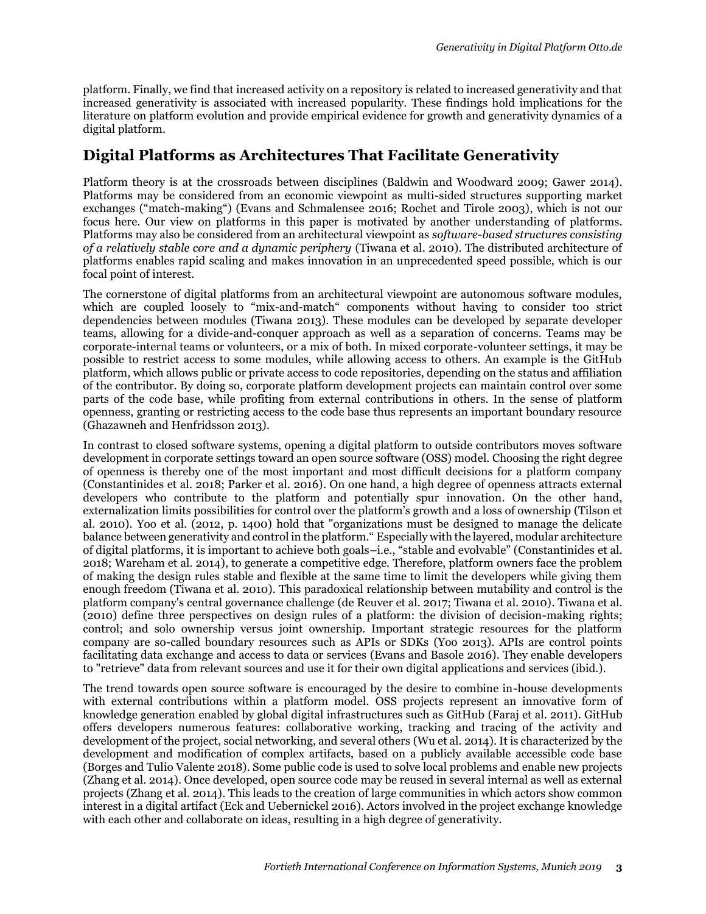platform. Finally, we find that increased activity on a repository is related to increased generativity and that increased generativity is associated with increased popularity. These findings hold implications for the literature on platform evolution and provide empirical evidence for growth and generativity dynamics of a digital platform.

## Digital Platforms as Architectures That Facilitate Generativity

Platform theory is at the crossroads between disciplines (Baldwin and Woodward 2009; Gawer 2014). Platforms may be considered from an economic viewpoint as multi-sided structures supporting market exchanges ("match-making") (Evans and Schmalensee 2016; Rochet and Tirole 2003), which is not our focus here. Our view on platforms in this paper is motivated by another understanding of platforms. Platforms may also be considered from an architectural viewpoint as *software-based structures consisting of a relatively stable core and a dynamic periphery* (Tiwana et al. 2010). The distributed architecture of platforms enables rapid scaling and makes innovation in an unprecedented speed possible, which is our focal point of interest.

The cornerstone of digital platforms from an architectural viewpoint are autonomous software modules, which are coupled loosely to "mix-and-match" components without having to consider too strict dependencies between modules (Tiwana 2013). These modules can be developed by separate developer teams, allowing for a divide-and-conquer approach as well as a separation of concerns. Teams may be corporate-internal teams or volunteers, or a mix of both. In mixed corporate-volunteer settings, it may be possible to restrict access to some modules, while allowing access to others. An example is the GitHub platform, which allows public or private access to code repositories, depending on the status and affiliation of the contributor. By doing so, corporate platform development projects can maintain control over some parts of the code base, while profiting from external contributions in others. In the sense of platform openness, granting or restricting access to the code base thus represents an important boundary resource (Ghazawneh and Henfridsson 2013).

In contrast to closed software systems, opening a digital platform to outside contributors moves software development in corporate settings toward an open source software (OSS) model. Choosing the right degree of openness is thereby one of the most important and most difficult decisions for a platform company (Constantinides et al. 2018; Parker et al. 2016). On one hand, a high degree of openness attracts external developers who contribute to the platform and potentially spur innovation. On the other hand, externalization limits possibilities for control over the platform's growth and a loss of ownership (Tilson et al. 2010). Yoo et al. (2012, p. 1400) hold that "organizations must be designed to manage the delicate balance between generativity and control in the platform." Especially with the layered, modular architecture of digital platforms, it is important to achieve both goals–i.e., "stable and evolvable" (Constantinides et al. 2018; Wareham et al. 2014), to generate a competitive edge. Therefore, platform owners face the problem of making the design rules stable and flexible at the same time to limit the developers while giving them enough freedom (Tiwana et al. 2010). This paradoxical relationship between mutability and control is the platform company's central governance challenge (de Reuver et al. 2017; Tiwana et al. 2010). Tiwana et al. (2010) define three perspectives on design rules of a platform: the division of decision-making rights; control; and solo ownership versus joint ownership. Important strategic resources for the platform company are so-called boundary resources such as APIs or SDKs (Yoo 2013). APIs are control points facilitating data exchange and access to data or services (Evans and Basole 2016). They enable developers to "retrieve" data from relevant sources and use it for their own digital applications and services (ibid.).

The trend towards open source software is encouraged by the desire to combine in-house developments with external contributions within a platform model. OSS projects represent an innovative form of knowledge generation enabled by global digital infrastructures such as GitHub (Faraj et al. 2011). GitHub offers developers numerous features: collaborative working, tracking and tracing of the activity and development of the project, social networking, and several others (Wu et al. 2014). It is characterized by the development and modification of complex artifacts, based on a publicly available accessible code base (Borges and Tulio Valente 2018). Some public code is used to solve local problems and enable new projects (Zhang et al. 2014). Once developed, open source code may be reused in several internal as well as external projects (Zhang et al. 2014). This leads to the creation of large communities in which actors show common interest in a digital artifact (Eck and Uebernickel 2016). Actors involved in the project exchange knowledge with each other and collaborate on ideas, resulting in a high degree of generativity.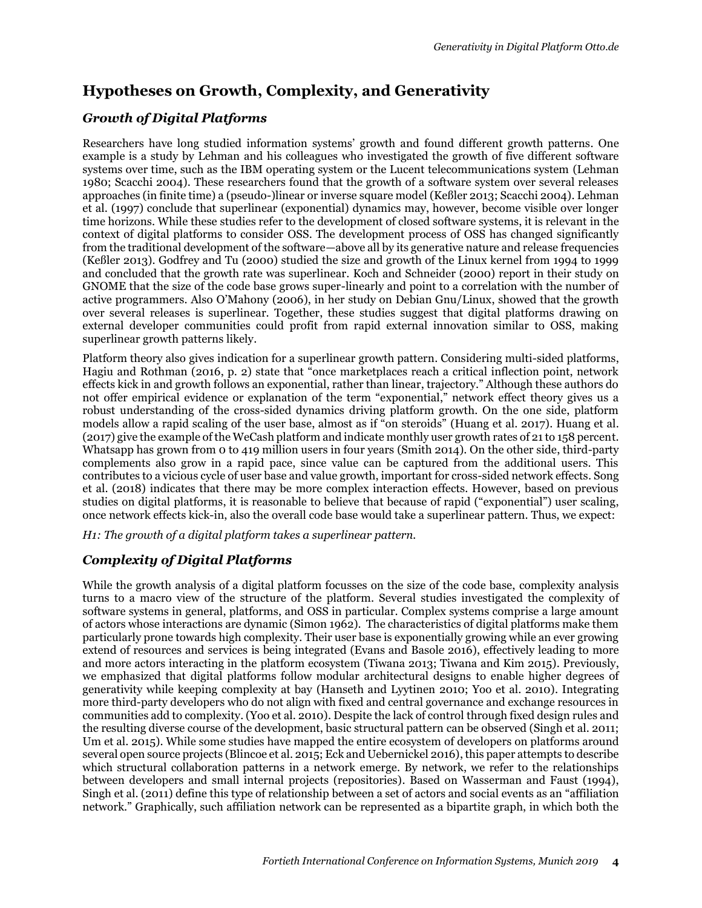## Hypotheses on Growth, Complexity, and Generativity

### *Growth of Digital Platforms*

Researchers have long studied information systems' growth and found different growth patterns. One example is a study by Lehman and his colleagues who investigated the growth of five different software systems over time, such as the IBM operating system or the Lucent telecommunications system (Lehman 1980; Scacchi 2004). These researchers found that the growth of a software system over several releases approaches (in finite time) a (pseudo-)linear or inverse square model (Keßler 2013; Scacchi 2004). Lehman et al. (1997) conclude that superlinear (exponential) dynamics may, however, become visible over longer time horizons. While these studies refer to the development of closed software systems, it is relevant in the context of digital platforms to consider OSS. The development process of OSS has changed significantly from the traditional development of the software—above all by its generative nature and release frequencies (Keßler 2013). Godfrey and Tu (2000) studied the size and growth of the Linux kernel from 1994 to 1999 and concluded that the growth rate was superlinear. Koch and Schneider (2000) report in their study on GNOME that the size of the code base grows super-linearly and point to a correlation with the number of active programmers. Also O'Mahony (2006), in her study on Debian Gnu/Linux, showed that the growth over several releases is superlinear. Together, these studies suggest that digital platforms drawing on external developer communities could profit from rapid external innovation similar to OSS, making superlinear growth patterns likely.

Platform theory also gives indication for a superlinear growth pattern. Considering multi-sided platforms, Hagiu and Rothman (2016, p. 2) state that "once marketplaces reach a critical inflection point, network effects kick in and growth follows an exponential, rather than linear, trajectory." Although these authors do not offer empirical evidence or explanation of the term "exponential," network effect theory gives us a robust understanding of the cross-sided dynamics driving platform growth. On the one side, platform models allow a rapid scaling of the user base, almost as if "on steroids" (Huang et al. 2017). Huang et al. (2017) give the example of the WeCash platform and indicate monthly user growth rates of 21 to 158 percent. Whatsapp has grown from 0 to 419 million users in four years (Smith 2014). On the other side, third-party complements also grow in a rapid pace, since value can be captured from the additional users. This contributes to a vicious cycle of user base and value growth, important for cross-sided network effects. Song et al. (2018) indicates that there may be more complex interaction effects. However, based on previous studies on digital platforms, it is reasonable to believe that because of rapid ("exponential") user scaling, once network effects kick-in, also the overall code base would take a superlinear pattern. Thus, we expect:

*H1: The growth of a digital platform takes a superlinear pattern.*

### *Complexity of Digital Platforms*

While the growth analysis of a digital platform focusses on the size of the code base, complexity analysis turns to a macro view of the structure of the platform. Several studies investigated the complexity of software systems in general, platforms, and OSS in particular. Complex systems comprise a large amount of actors whose interactions are dynamic (Simon 1962). The characteristics of digital platforms make them particularly prone towards high complexity. Their user base is exponentially growing while an ever growing extend of resources and services is being integrated (Evans and Basole 2016), effectively leading to more and more actors interacting in the platform ecosystem (Tiwana 2013; Tiwana and Kim 2015). Previously, we emphasized that digital platforms follow modular architectural designs to enable higher degrees of generativity while keeping complexity at bay (Hanseth and Lyytinen 2010; Yoo et al. 2010). Integrating more third-party developers who do not align with fixed and central governance and exchange resources in communities add to complexity. (Yoo et al. 2010). Despite the lack of control through fixed design rules and the resulting diverse course of the development, basic structural pattern can be observed (Singh et al. 2011; Um et al. 2015). While some studies have mapped the entire ecosystem of developers on platforms around several open source projects (Blincoe et al. 2015; Eck and Uebernickel 2016), this paper attempts to describe which structural collaboration patterns in a network emerge. By network, we refer to the relationships between developers and small internal projects (repositories). Based on Wasserman and Faust (1994), Singh et al. (2011) define this type of relationship between a set of actors and social events as an "affiliation network." Graphically, such affiliation network can be represented as a bipartite graph, in which both the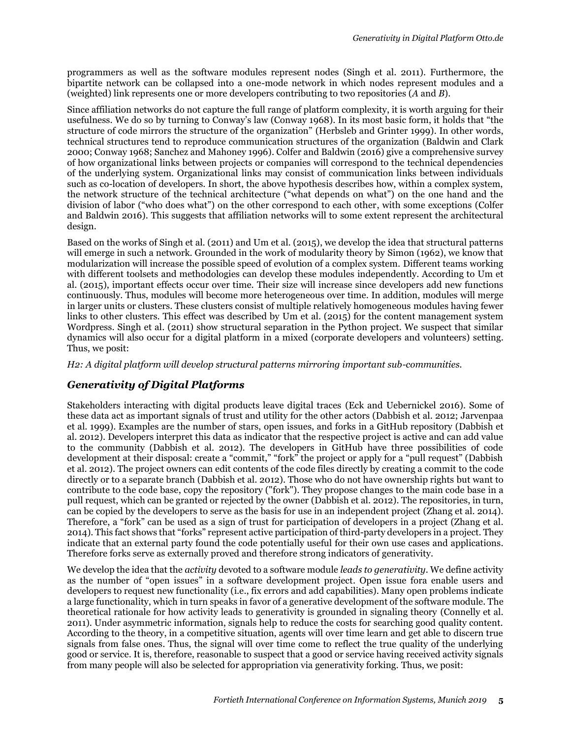programmers as well as the software modules represent nodes (Singh et al. 2011). Furthermore, the bipartite network can be collapsed into a one-mode network in which nodes represent modules and a (weighted) link represents one or more developers contributing to two repositories (*A* and *B*).

Since affiliation networks do not capture the full range of platform complexity, it is worth arguing for their usefulness. We do so by turning to Conway's law (Conway 1968). In its most basic form, it holds that "the structure of code mirrors the structure of the organization" (Herbsleb and Grinter 1999). In other words, technical structures tend to reproduce communication structures of the organization (Baldwin and Clark 2000; Conway 1968; Sanchez and Mahoney 1996). Colfer and Baldwin (2016) give a comprehensive survey of how organizational links between projects or companies will correspond to the technical dependencies of the underlying system. Organizational links may consist of communication links between individuals such as co-location of developers. In short, the above hypothesis describes how, within a complex system, the network structure of the technical architecture ("what depends on what") on the one hand and the division of labor ("who does what") on the other correspond to each other, with some exceptions (Colfer and Baldwin 2016). This suggests that affiliation networks will to some extent represent the architectural design.

Based on the works of Singh et al. (2011) and Um et al. (2015), we develop the idea that structural patterns will emerge in such a network. Grounded in the work of modularity theory by Simon (1962), we know that modularization will increase the possible speed of evolution of a complex system. Different teams working with different toolsets and methodologies can develop these modules independently. According to Um et al. (2015), important effects occur over time. Their size will increase since developers add new functions continuously. Thus, modules will become more heterogeneous over time. In addition, modules will merge in larger units or clusters. These clusters consist of multiple relatively homogeneous modules having fewer links to other clusters. This effect was described by Um et al. (2015) for the content management system Wordpress. Singh et al. (2011) show structural separation in the Python project. We suspect that similar dynamics will also occur for a digital platform in a mixed (corporate developers and volunteers) setting. Thus, we posit:

*H2: A digital platform will develop structural patterns mirroring important sub-communities.*

## Generativity of Digital Platforms

Stakeholders interacting with digital products leave digital traces (Eck and Uebernickel 2016). Some of these data act as important signals of trust and utility for the other actors (Dabbish et al. 2012; Jarvenpaa et al. 1999). Examples are the number of stars, open issues, and forks in a GitHub repository (Dabbish et al. 2012). Developers interpret this data as indicator that the respective project is active and can add value to the community (Dabbish et al. 2012). The developers in GitHub have three possibilities of code development at their disposal: create a "commit," "fork" the project or apply for a "pull request" (Dabbish et al. 2012). The project owners can edit contents of the code files directly by creating a commit to the code directly or to a separate branch (Dabbish et al. 2012). Those who do not have ownership rights but want to contribute to the code base, copy the repository ("fork"). They propose changes to the main code base in a pull request, which can be granted or rejected by the owner (Dabbish et al. 2012). The repositories, in turn, can be copied by the developers to serve as the basis for use in an independent project (Zhang et al. 2014). Therefore, a "fork" can be used as a sign of trust for participation of developers in a project (Zhang et al. 2014). This fact shows that "forks" represent active participation of third-party developers in a project. They indicate that an external party found the code potentially useful for their own use cases and applications. Therefore forks serve as externally proved and therefore strong indicators of generativity.

We develop the idea that the *activity* devoted to a software module *leads to generativity*. We define activity as the number of "open issues" in a software development project. Open issue fora enable users and developers to request new functionality (i.e., fix errors and add capabilities). Many open problems indicate a large functionality, which in turn speaks in favor of a generative development of the software module. The theoretical rationale for how activity leads to generativity is grounded in signaling theory (Connelly et al. 2011). Under asymmetric information, signals help to reduce the costs for searching good quality content. According to the theory, in a competitive situation, agents will over time learn and get able to discern true signals from false ones. Thus, the signal will over time come to reflect the true quality of the underlying good or service. It is, therefore, reasonable to suspect that a good or service having received activity signals from many people will also be selected for appropriation via generativity forking. Thus, we posit: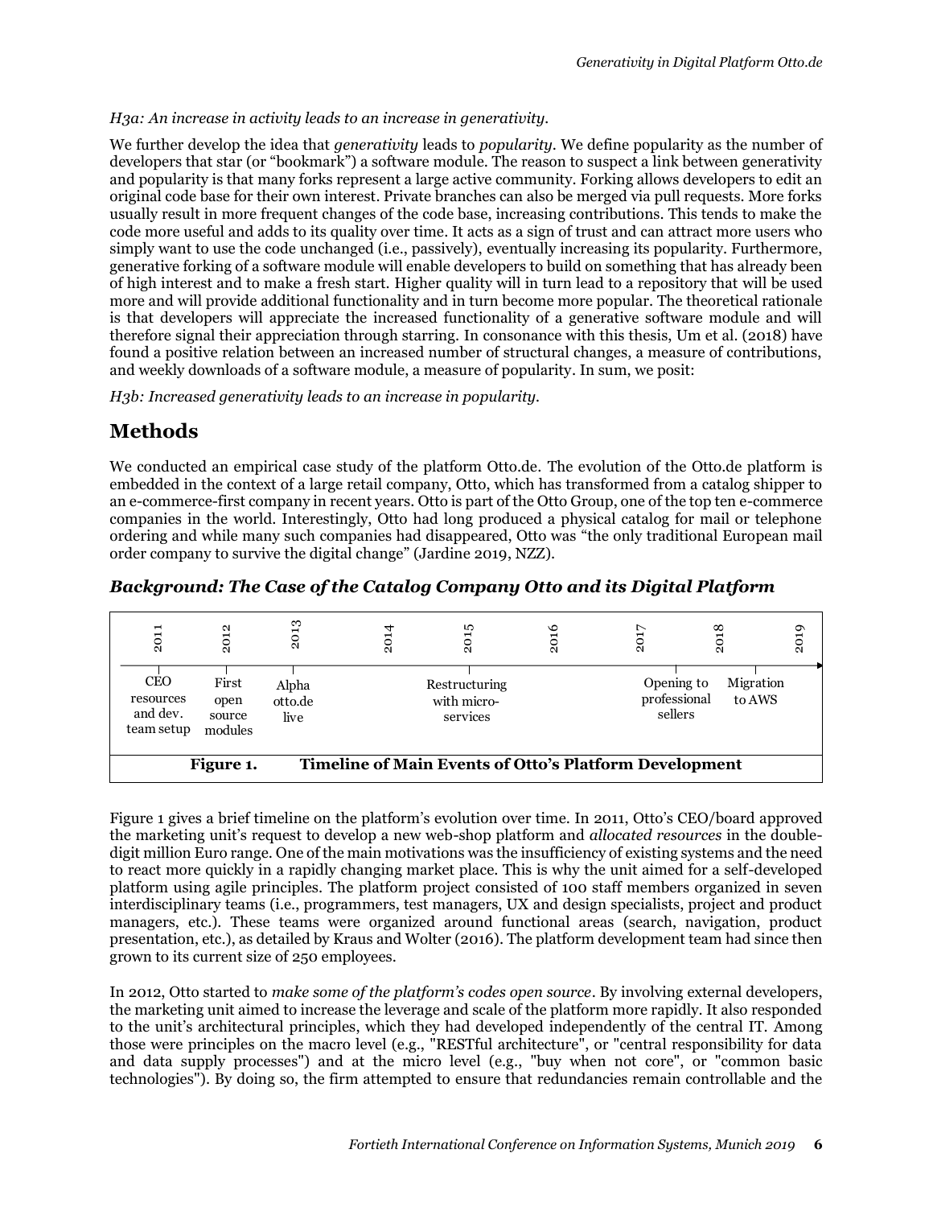*H3a: An increase in activity leads to an increase in generativity.*

We further develop the idea that *generativity* leads to *popularity*. We define popularity as the number of developers that star (or "bookmark") a software module. The reason to suspect a link between generativity and popularity is that many forks represent a large active community. Forking allows developers to edit an original code base for their own interest. Private branches can also be merged via pull requests. More forks usually result in more frequent changes of the code base, increasing contributions. This tends to make the code more useful and adds to its quality over time. It acts as a sign of trust and can attract more users who simply want to use the code unchanged (i.e., passively), eventually increasing its popularity. Furthermore, generative forking of a software module will enable developers to build on something that has already been of high interest and to make a fresh start. Higher quality will in turn lead to a repository that will be used more and will provide additional functionality and in turn become more popular. The theoretical rationale is that developers will appreciate the increased functionality of a generative software module and will therefore signal their appreciation through starring. In consonance with this thesis, Um et al. (2018) have found a positive relation between an increased number of structural changes, a measure of contributions, and weekly downloads of a software module, a measure of popularity. In sum, we posit:

*H3b: Increased generativity leads to an increase in popularity.*

# Methods

We conducted an empirical case study of the platform Otto.de. The evolution of the Otto.de platform is embedded in the context of a large retail company, Otto, which has transformed from a catalog shipper to an e-commerce-first company in recent years. Otto is part of the Otto Group, one of the top ten e-commerce companies in the world. Interestingly, Otto had long produced a physical catalog for mail or telephone ordering and while many such companies had disappeared, Otto was "the only traditional European mail order company to survive the digital change" (Jardine 2019, NZZ).

## *Background: The Case of the Catalog Company Otto and its Digital Platform*

| 2011 | 2012 | 2013 | 2014 | 2015 | 2016 | 2017 | 2018 | 2019 |
|---|---|---|---|---|---|---|---|---|
| CEO resources and dev. team setup | First open source modules | Alpha otto.de live | | Restructuring with micro-services | | Opening to professional sellers | Migration to AWS | |

**Figure 1. Timeline of Main Events of Otto's Platform Development**

Figure 1 gives a brief timeline on the platform's evolution over time. In 2011, Otto's CEO/board approved the marketing unit's request to develop a new web-shop platform and *allocated resources* in the double-digit million Euro range. One of the main motivations was the insufficiency of existing systems and the need to react more quickly in a rapidly changing market place. This is why the unit aimed for a self-developed platform using agile principles. The platform project consisted of 100 staff members organized in seven interdisciplinary teams (i.e., programmers, test managers, UX and design specialists, project and product managers, etc.). These teams were organized around functional areas (search, navigation, product presentation, etc.), as detailed by Kraus and Wolter (2016). The platform development team had since then grown to its current size of 250 employees.

In 2012, Otto started to *make some of the platform's codes open source*. By involving external developers, the marketing unit aimed to increase the leverage and scale of the platform more rapidly. It also responded to the unit's architectural principles, which they had developed independently of the central IT. Among those were principles on the macro level (e.g., "RESTful architecture", or "central responsibility for data and data supply processes") and at the micro level (e.g., "buy when not core", or "common basic technologies"). By doing so, the firm attempted to ensure that redundancies remain controllable and the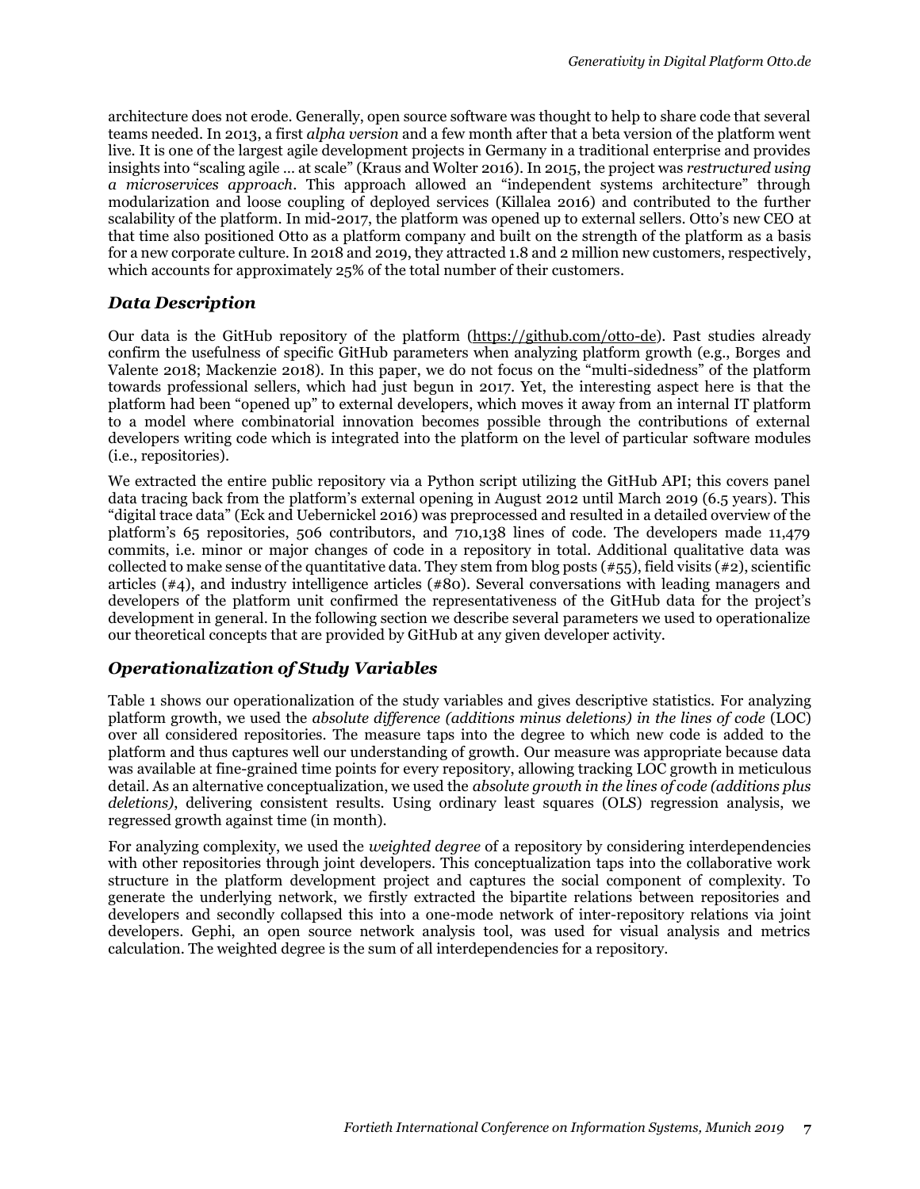architecture does not erode. Generally, open source software was thought to help to share code that several teams needed. In 2013, a first *alpha version* and a few month after that a beta version of the platform went live. It is one of the largest agile development projects in Germany in a traditional enterprise and provides insights into "scaling agile … at scale" (Kraus and Wolter 2016). In 2015, the project was *restructured using a microservices approach*. This approach allowed an "independent systems architecture" through modularization and loose coupling of deployed services (Killalea 2016) and contributed to the further scalability of the platform. In mid-2017, the platform was opened up to external sellers. Otto's new CEO at that time also positioned Otto as a platform company and built on the strength of the platform as a basis for a new corporate culture. In 2018 and 2019, they attracted 1.8 and 2 million new customers, respectively, which accounts for approximately 25% of the total number of their customers.

## *Data Description*

Our data is the GitHub repository of the platform (https://github.com/otto-de). Past studies already confirm the usefulness of specific GitHub parameters when analyzing platform growth (e.g., Borges and Valente 2018; Mackenzie 2018). In this paper, we do not focus on the "multi-sidedness" of the platform towards professional sellers, which had just begun in 2017. Yet, the interesting aspect here is that the platform had been "opened up" to external developers, which moves it away from an internal IT platform to a model where combinatorial innovation becomes possible through the contributions of external developers writing code which is integrated into the platform on the level of particular software modules (i.e., repositories).

We extracted the entire public repository via a Python script utilizing the GitHub API; this covers panel data tracing back from the platform's external opening in August 2012 until March 2019 (6.5 years). This "digital trace data" (Eck and Uebernickel 2016) was preprocessed and resulted in a detailed overview of the platform's 65 repositories, 506 contributors, and 710,138 lines of code. The developers made 11,479 commits, i.e. minor or major changes of code in a repository in total. Additional qualitative data was collected to make sense of the quantitative data. They stem from blog posts (#55), field visits (#2), scientific articles (#4), and industry intelligence articles (#80). Several conversations with leading managers and developers of the platform unit confirmed the representativeness of the GitHub data for the project's development in general. In the following section we describe several parameters we used to operationalize our theoretical concepts that are provided by GitHub at any given developer activity.

## *Operationalization of Study Variables*

Table 1 shows our operationalization of the study variables and gives descriptive statistics. For analyzing platform growth, we used the *absolute difference (additions minus deletions) in the lines of code* (LOC) over all considered repositories. The measure taps into the degree to which new code is added to the platform and thus captures well our understanding of growth. Our measure was appropriate because data was available at fine-grained time points for every repository, allowing tracking LOC growth in meticulous detail. As an alternative conceptualization, we used the *absolute growth in the lines of code (additions plus deletions)*, delivering consistent results. Using ordinary least squares (OLS) regression analysis, we regressed growth against time (in month).

For analyzing complexity, we used the *weighted degree* of a repository by considering interdependencies with other repositories through joint developers. This conceptualization taps into the collaborative work structure in the platform development project and captures the social component of complexity. To generate the underlying network, we firstly extracted the bipartite relations between repositories and developers and secondly collapsed this into a one-mode network of inter-repository relations via joint developers. Gephi, an open source network analysis tool, was used for visual analysis and metrics calculation. The weighted degree is the sum of all interdependencies for a repository.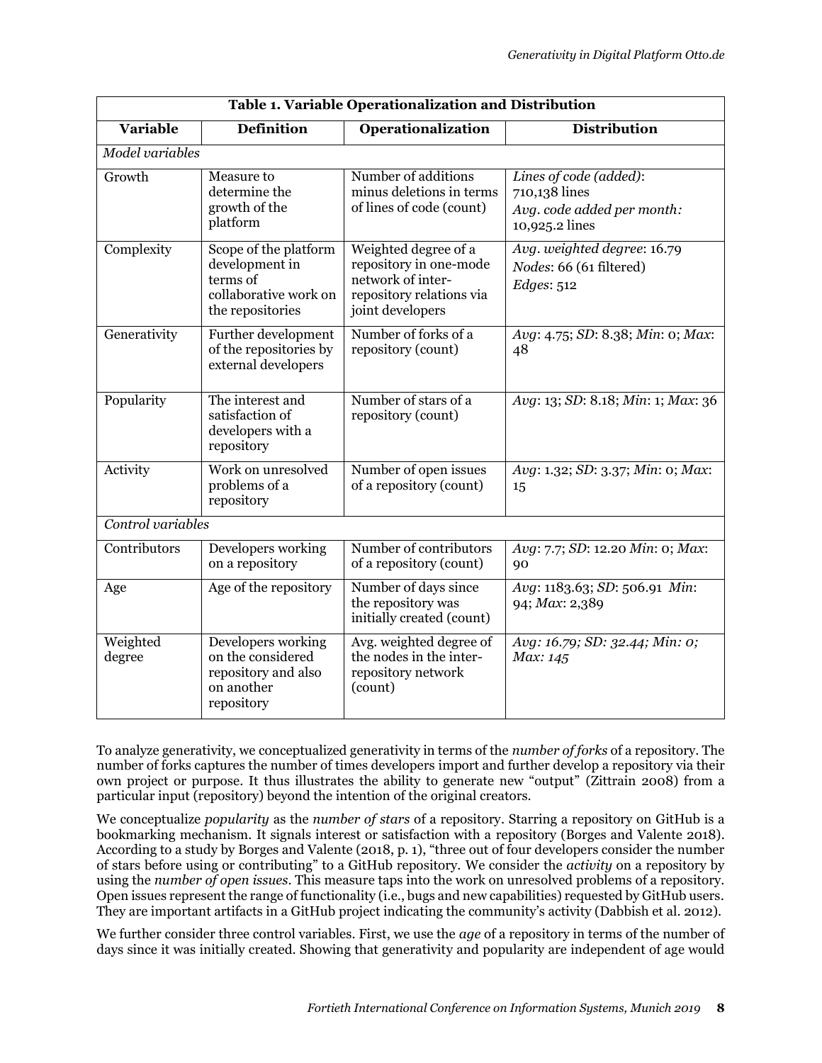**Table 1. Variable Operationalization and Distribution**

| Variable | Definition | Operationalization | Distribution |
|---|---|---|---|
| *Model variables* | | | |
| Growth | Measure to determine the growth of the platform | Number of additions minus deletions in terms of lines of code (count) | *Lines of code (added)*: 710,138 lines<br>*Avg. code added per month:* 10,925.2 lines |
| Complexity | Scope of the platform development in terms of collaborative work on the repositories | Weighted degree of a repository in one-mode network of inter-repository relations via joint developers | *Avg. weighted degree*: 16.79<br>*Nodes*: 66 (61 filtered)<br>*Edges*: 512 |
| Generativity | Further development of the repositories by external developers | Number of forks of a repository (count) | *Avg*: 4.75; *SD*: 8.38; *Min*: 0; *Max*: 48 |
| Popularity | The interest and satisfaction of developers with a repository | Number of stars of a repository (count) | *Avg*: 13; *SD*: 8.18; *Min*: 1; *Max*: 36 |
| Activity | Work on unresolved problems of a repository | Number of open issues of a repository (count) | *Avg*: 1.32; *SD*: 3.37; *Min*: 0; *Max*: 15 |
| *Control variables* | | | |
| Contributors | Developers working on a repository | Number of contributors of a repository (count) | *Avg*: 7.7; *SD*: 12.20 *Min*: 0; *Max*: 90 |
| Age | Age of the repository | Number of days since the repository was initially created (count) | *Avg*: 1183.63; *SD*: 506.91 *Min*: 94; *Max*: 2,389 |
| Weighted degree | Developers working on the considered repository and also on another repository | Avg. weighted degree of the nodes in the inter-repository network (count) | *Avg: 16.79; SD: 32.44; Min: 0; Max: 145* |

To analyze generativity, we conceptualized generativity in terms of the *number of forks* of a repository. The number of forks captures the number of times developers import and further develop a repository via their own project or purpose. It thus illustrates the ability to generate new "output" (Zittrain 2008) from a particular input (repository) beyond the intention of the original creators.

We conceptualize *popularity* as the *number of stars* of a repository. Starring a repository on GitHub is a bookmarking mechanism. It signals interest or satisfaction with a repository (Borges and Valente 2018). According to a study by Borges and Valente (2018, p. 1), "three out of four developers consider the number of stars before using or contributing" to a GitHub repository. We consider the *activity* on a repository by using the *number of open issues*. This measure taps into the work on unresolved problems of a repository. Open issues represent the range of functionality (i.e., bugs and new capabilities) requested by GitHub users. They are important artifacts in a GitHub project indicating the community's activity (Dabbish et al. 2012).

We further consider three control variables. First, we use the *age* of a repository in terms of the number of days since it was initially created. Showing that generativity and popularity are independent of age would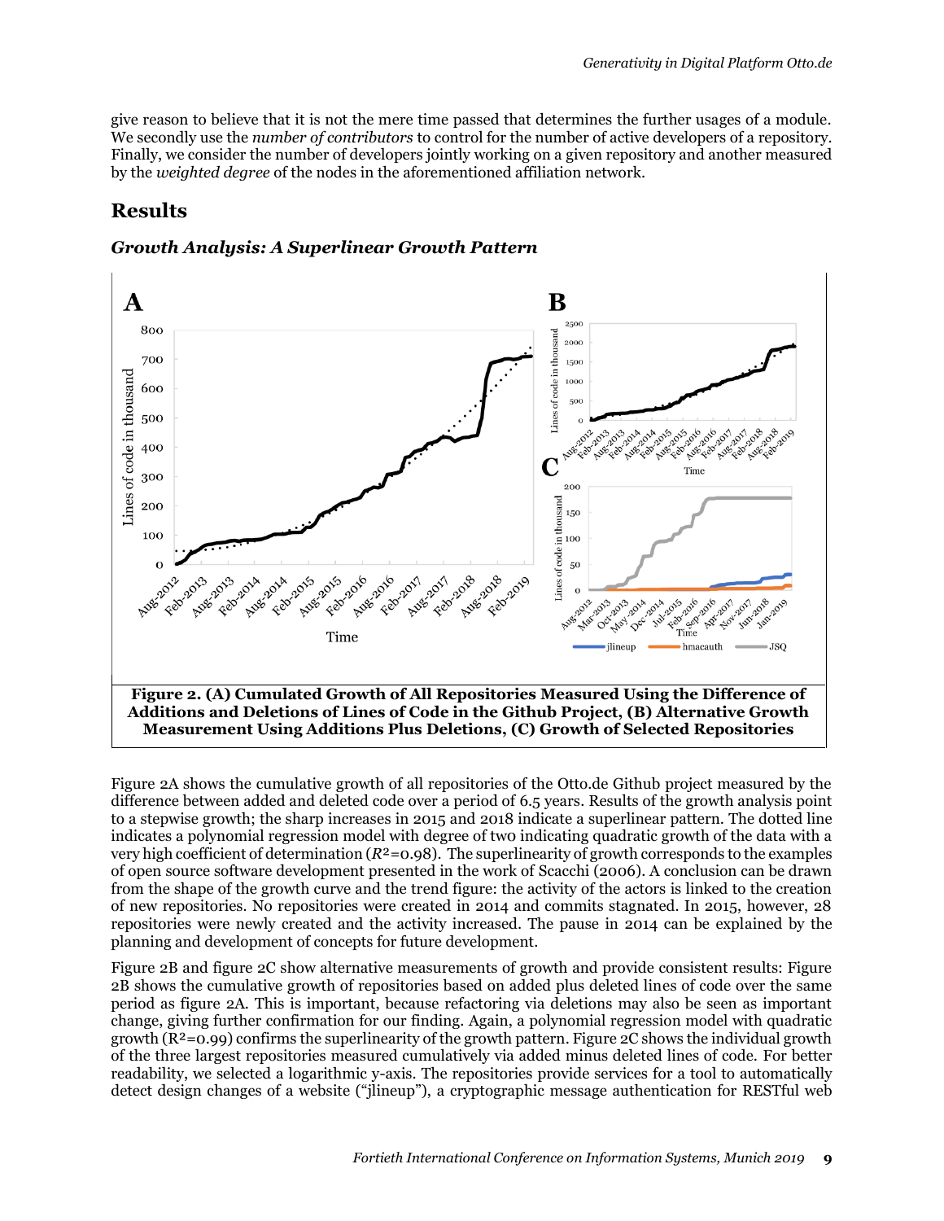give reason to believe that it is not the mere time passed that determines the further usages of a module. We secondly use the *number of contributors* to control for the number of active developers of a repository. Finally, we consider the number of developers jointly working on a given repository and another measured by the *weighted degree* of the nodes in the aforementioned affiliation network.

## Results

### *Growth Analysis: A Superlinear Growth Pattern*

**Figure 2. (A) Cumulated Growth of All Repositories Measured Using the Difference of Additions and Deletions of Lines of Code in the Github Project, (B) Alternative Growth Measurement Using Additions Plus Deletions, (C) Growth of Selected Repositories**

Figure 2A shows the cumulative growth of all repositories of the Otto.de Github project measured by the difference between added and deleted code over a period of 6.5 years. Results of the growth analysis point to a stepwise growth; the sharp increases in 2015 and 2018 indicate a superlinear pattern. The dotted line indicates a polynomial regression model with degree of two indicating quadratic growth of the data with a very high coefficient of determination ($R^2$=0.98). The superlinearity of growth corresponds to the examples of open source software development presented in the work of Scacchi (2006). A conclusion can be drawn from the shape of the growth curve and the trend figure: the activity of the actors is linked to the creation of new repositories. No repositories were created in 2014 and commits stagnated. In 2015, however, 28 repositories were newly created and the activity increased. The pause in 2014 can be explained by the planning and development of concepts for future development.

Figure 2B and figure 2C show alternative measurements of growth and provide consistent results: Figure 2B shows the cumulative growth of repositories based on added plus deleted lines of code over the same period as figure 2A. This is important, because refactoring via deletions may also be seen as important change, giving further confirmation for our finding. Again, a polynomial regression model with quadratic growth ($R^2$=0.99) confirms the superlinearity of the growth pattern. Figure 2C shows the individual growth of the three largest repositories measured cumulatively via added minus deleted lines of code. For better readability, we selected a logarithmic y-axis. The repositories provide services for a tool to automatically detect design changes of a website ("jlineup"), a cryptographic message authentication for RESTful web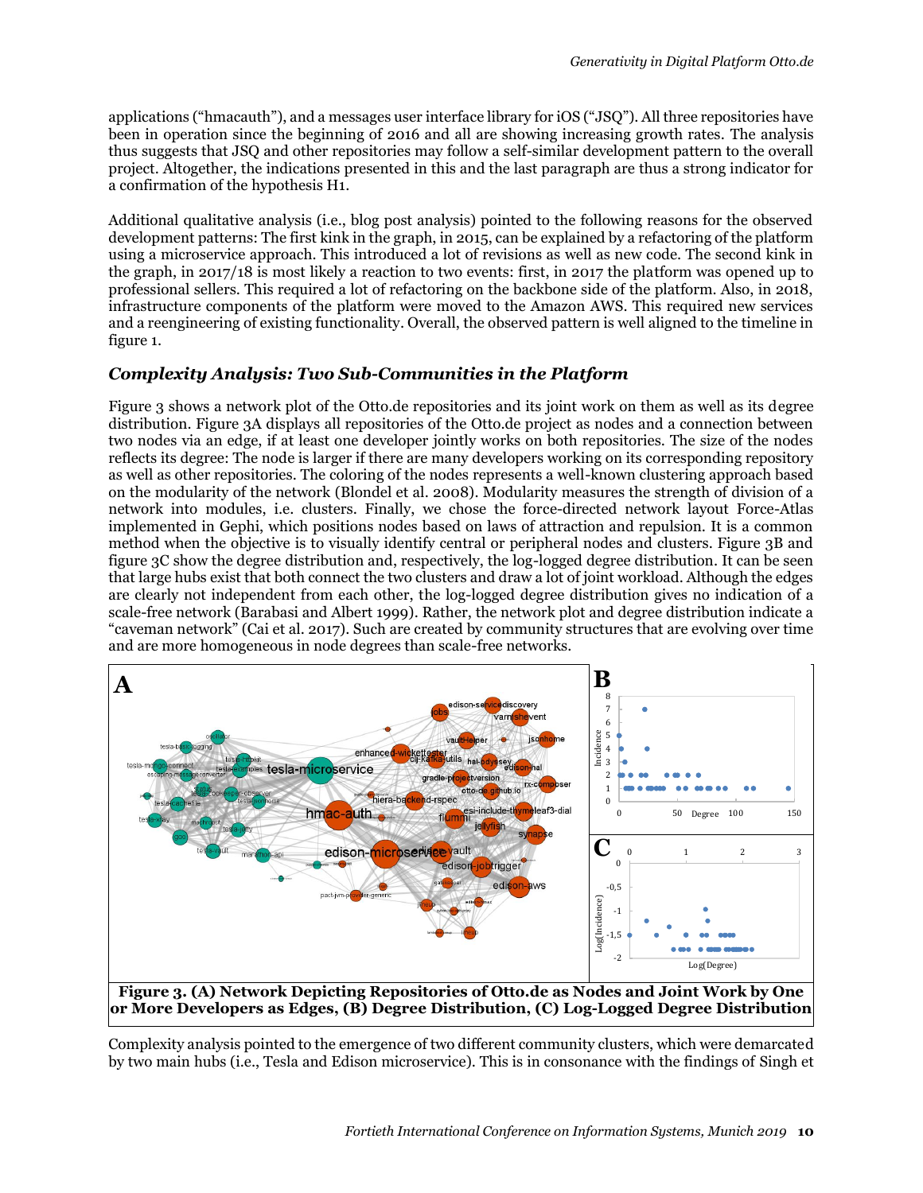applications (“hmacauth”), and a messages user interface library for iOS (“JSQ”). All three repositories have been in operation since the beginning of 2016 and all are showing increasing growth rates. The analysis thus suggests that JSQ and other repositories may follow a self-similar development pattern to the overall project. Altogether, the indications presented in this and the last paragraph are thus a strong indicator for a confirmation of the hypothesis H1.

Additional qualitative analysis (i.e., blog post analysis) pointed to the following reasons for the observed development patterns: The first kink in the graph, in 2015, can be explained by a refactoring of the platform using a microservice approach. This introduced a lot of revisions as well as new code. The second kink in the graph, in 2017/18 is most likely a reaction to two events: first, in 2017 the platform was opened up to professional sellers. This required a lot of refactoring on the backbone side of the platform. Also, in 2018, infrastructure components of the platform were moved to the Amazon AWS. This required new services and a reengineering of existing functionality. Overall, the observed pattern is well aligned to the timeline in figure 1.

### *Complexity Analysis: Two Sub-Communities in the Platform*

Figure 3 shows a network plot of the Otto.de repositories and its joint work on them as well as its degree distribution. Figure 3A displays all repositories of the Otto.de project as nodes and a connection between two nodes via an edge, if at least one developer jointly works on both repositories. The size of the nodes reflects its degree: The node is larger if there are many developers working on its corresponding repository as well as other repositories. The coloring of the nodes represents a well-known clustering approach based on the modularity of the network (Blondel et al. 2008). Modularity measures the strength of division of a network into modules, i.e. clusters. Finally, we chose the force-directed network layout Force-Atlas implemented in Gephi, which positions nodes based on laws of attraction and repulsion. It is a common method when the objective is to visually identify central or peripheral nodes and clusters. Figure 3B and figure 3C show the degree distribution and, respectively, the log-logged degree distribution. It can be seen that large hubs exist that both connect the two clusters and draw a lot of joint workload. Although the edges are clearly not independent from each other, the log-logged degree distribution gives no indication of a scale-free network (Barabasi and Albert 1999). Rather, the network plot and degree distribution indicate a “caveman network” (Cai et al. 2017). Such are created by community structures that are evolving over time and are more homogeneous in node degrees than scale-free networks.

**Figure 3. (A) Network Depicting Repositories of Otto.de as Nodes and Joint Work by One or More Developers as Edges, (B) Degree Distribution, (C) Log-Logged Degree Distribution**

Complexity analysis pointed to the emergence of two different community clusters, which were demarcated by two main hubs (i.e., Tesla and Edison microservice). This is in consonance with the findings of Singh et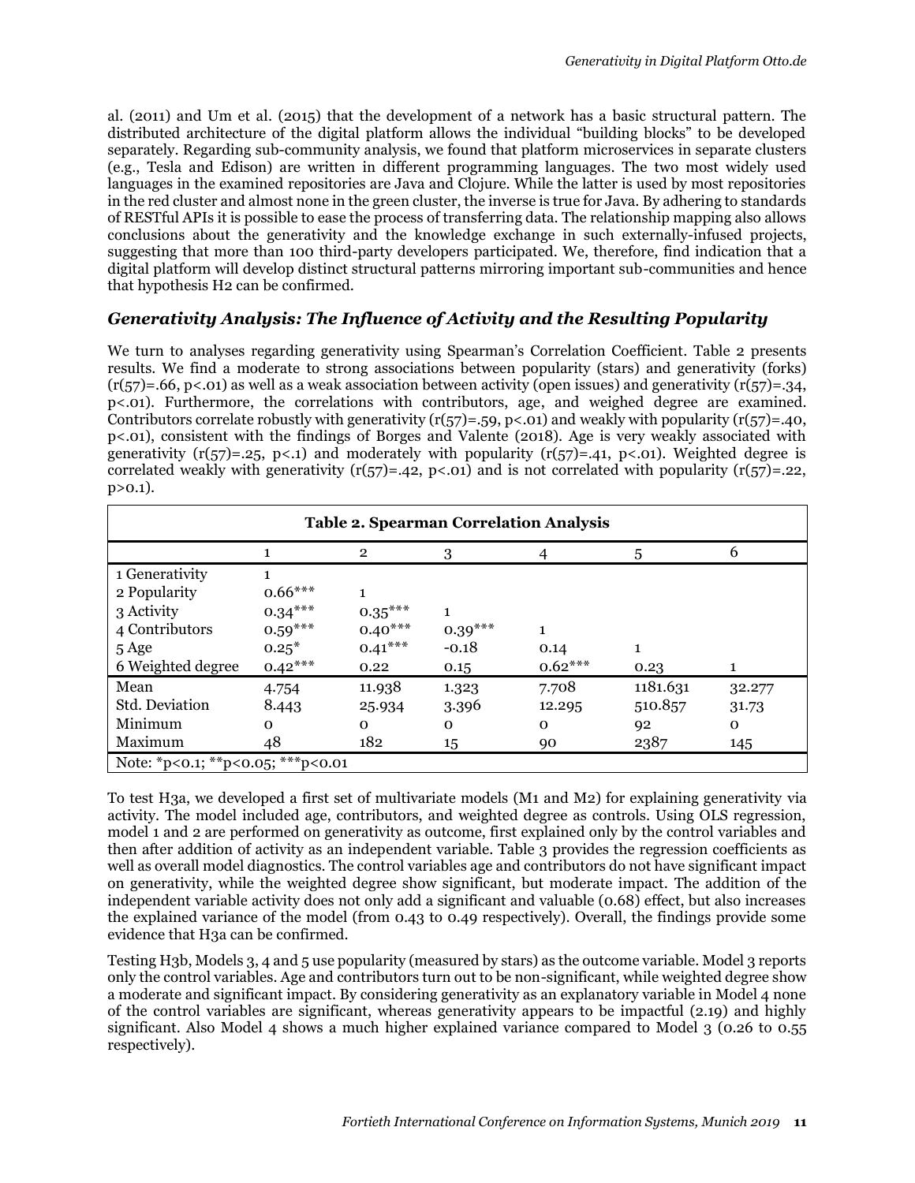al. (2011) and Um et al. (2015) that the development of a network has a basic structural pattern. The distributed architecture of the digital platform allows the individual "building blocks" to be developed separately. Regarding sub-community analysis, we found that platform microservices in separate clusters (e.g., Tesla and Edison) are written in different programming languages. The two most widely used languages in the examined repositories are Java and Clojure. While the latter is used by most repositories in the red cluster and almost none in the green cluster, the inverse is true for Java. By adhering to standards of RESTful APIs it is possible to ease the process of transferring data. The relationship mapping also allows conclusions about the generativity and the knowledge exchange in such externally-infused projects, suggesting that more than 100 third-party developers participated. We, therefore, find indication that a digital platform will develop distinct structural patterns mirroring important sub-communities and hence that hypothesis H2 can be confirmed.

## *Generativity Analysis: The Influence of Activity and the Resulting Popularity*

We turn to analyses regarding generativity using Spearman's Correlation Coefficient. Table 2 presents results. We find a moderate to strong associations between popularity (stars) and generativity (forks) ($r(57)=.66$, $p<.01$) as well as a weak association between activity (open issues) and generativity ($r(57)=.34$, $p<.01$). Furthermore, the correlations with contributors, age, and weighed degree are examined. Contributors correlate robustly with generativity ($r(57)=.59$, $p<.01$) and weakly with popularity ($r(57)=.40$, $p<.01$), consistent with the findings of Borges and Valente (2018). Age is very weakly associated with generativity ($r(57)=.25$, $p<.1$) and moderately with popularity ($r(57)=.41$, $p<.01$). Weighted degree is correlated weakly with generativity ($r(57)=.42$, $p<.01$) and is not correlated with popularity ($r(57)=.22$, $p>0.1$).

**Table 2. Spearman Correlation Analysis**

| | 1 | 2 | 3 | 4 | 5 | 6 |
|---|---|---|---|---|---|---|
| 1 Generativity | 1 | | | | | |
| 2 Popularity | 0.66*** | 1 | | | | |
| 3 Activity | 0.34*** | 0.35*** | 1 | | | |
| 4 Contributors | 0.59*** | 0.40*** | 0.39*** | 1 | | |
| 5 Age | 0.25* | 0.41*** | -0.18 | 0.14 | 1 | |
| 6 Weighted degree | 0.42*** | 0.22 | 0.15 | 0.62*** | 0.23 | 1 |
| Mean | 4.754 | 11.938 | 1.323 | 7.708 | 1181.631 | 32.277 |
| Std. Deviation | 8.443 | 25.934 | 3.396 | 12.295 | 510.857 | 31.73 |
| Minimum | 0 | 0 | 0 | 0 | 92 | 0 |
| Maximum | 48 | 182 | 15 | 90 | 2387 | 145 |

Note: *p<0.1; **p<0.05; ***p<0.01

To test H3a, we developed a first set of multivariate models (M1 and M2) for explaining generativity via activity. The model included age, contributors, and weighted degree as controls. Using OLS regression, model 1 and 2 are performed on generativity as outcome, first explained only by the control variables and then after addition of activity as an independent variable. Table 3 provides the regression coefficients as well as overall model diagnostics. The control variables age and contributors do not have significant impact on generativity, while the weighted degree show significant, but moderate impact. The addition of the independent variable activity does not only add a significant and valuable (0.68) effect, but also increases the explained variance of the model (from 0.43 to 0.49 respectively). Overall, the findings provide some evidence that H3a can be confirmed.

Testing H3b, Models 3, 4 and 5 use popularity (measured by stars) as the outcome variable. Model 3 reports only the control variables. Age and contributors turn out to be non-significant, while weighted degree show a moderate and significant impact. By considering generativity as an explanatory variable in Model 4 none of the control variables are significant, whereas generativity appears to be impactful (2.19) and highly significant. Also Model 4 shows a much higher explained variance compared to Model 3 (0.26 to 0.55 respectively).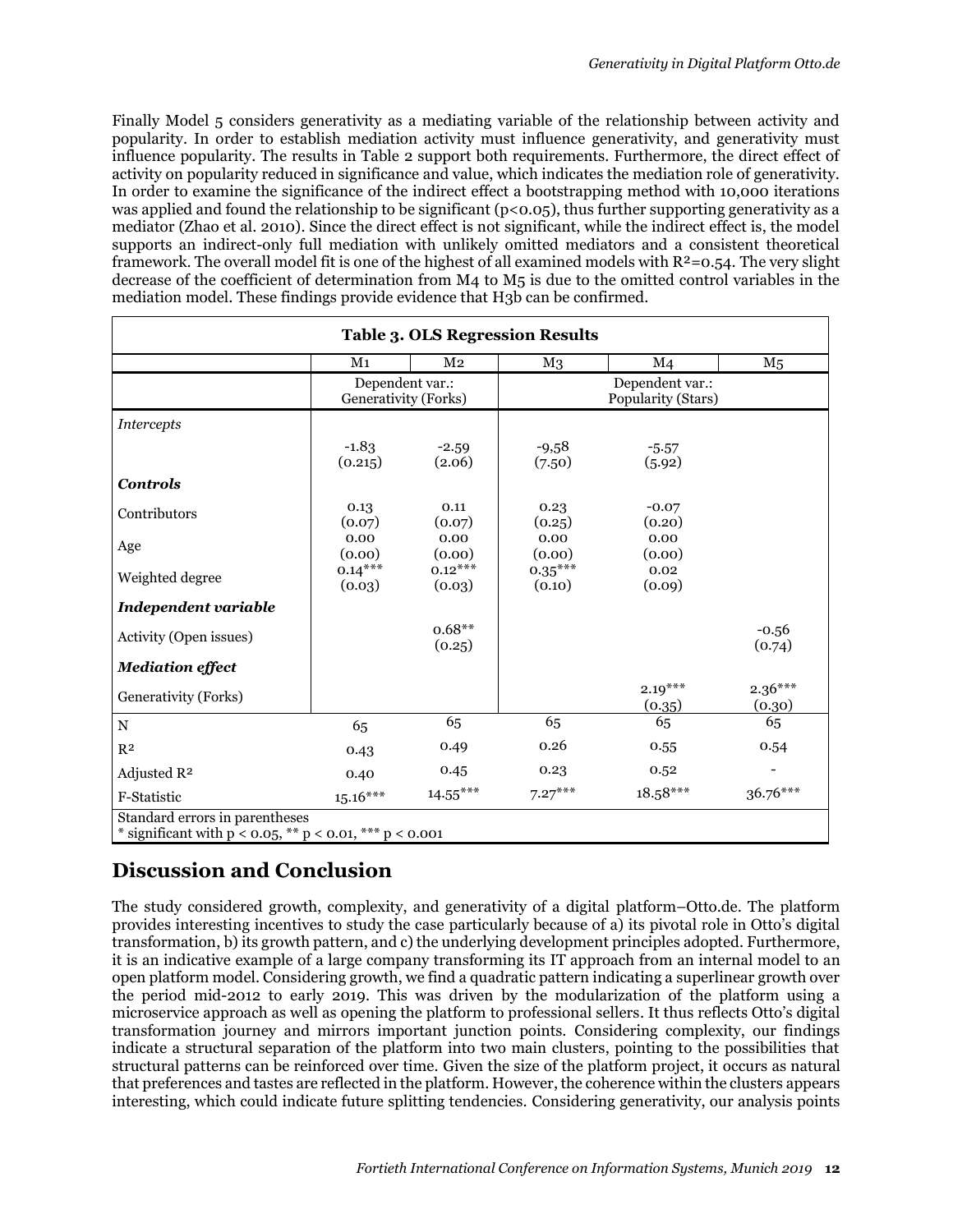Finally Model 5 considers generativity as a mediating variable of the relationship between activity and popularity. In order to establish mediation activity must influence generativity, and generativity must influence popularity. The results in Table 2 support both requirements. Furthermore, the direct effect of activity on popularity reduced in significance and value, which indicates the mediation role of generativity. In order to examine the significance of the indirect effect a bootstrapping method with 10,000 iterations was applied and found the relationship to be significant ($p<0.05$), thus further supporting generativity as a mediator (Zhao et al. 2010). Since the direct effect is not significant, while the indirect effect is, the model supports an indirect-only full mediation with unlikely omitted mediators and a consistent theoretical framework. The overall model fit is one of the highest of all examined models with $R^2=0.54$. The very slight decrease of the coefficient of determination from M4 to M5 is due to the omitted control variables in the mediation model. These findings provide evidence that H3b can be confirmed.

**Table 3. OLS Regression Results**

| | M1 | M2 | M3 | M4 | M5 |
|---|---|---|---|---|---|
| | Dependent var.: Generativity (Forks) | | Dependent var.: Popularity (Stars) | | |
| *Intercepts* | | | | | |
| | -1.83 (0.215) | -2.59 (2.06) | -9,58 (7.50) | -5.57 (5.92) | |
| ***Controls*** | | | | | |
| Contributors | 0.13 (0.07) | 0.11 (0.07) | 0.23 (0.25) | -0.07 (0.20) | |
| Age | 0.00 (0.00) | 0.00 (0.00) | 0.00 (0.00) | 0.00 (0.00) | |
| Weighted degree | 0.14*** (0.03) | 0.12*** (0.03) | 0.35*** (0.10) | 0.02 (0.09) | |
| ***Independent variable*** | | | | | |
| Activity (Open issues) | | 0.68** (0.25) | | | -0.56 (0.74) |
| ***Mediation effect*** | | | | | |
| Generativity (Forks) | | | | 2.19*** (0.35) | 2.36*** (0.30) |
| N | 65 | 65 | 65 | 65 | 65 |
| $R^2$ | 0.43 | 0.49 | 0.26 | 0.55 | 0.54 |
| Adjusted $R^2$ | 0.40 | 0.45 | 0.23 | 0.52 | - |
| F-Statistic | 15.16*** | 14.55*** | 7.27*** | 18.58*** | 36.76*** |

Standard errors in parentheses
* significant with $p < 0.05$, ** $p < 0.01$, *** $p < 0.001$

## Discussion and Conclusion

The study considered growth, complexity, and generativity of a digital platform–Otto.de. The platform provides interesting incentives to study the case particularly because of a) its pivotal role in Otto's digital transformation, b) its growth pattern, and c) the underlying development principles adopted. Furthermore, it is an indicative example of a large company transforming its IT approach from an internal model to an open platform model. Considering growth, we find a quadratic pattern indicating a superlinear growth over the period mid-2012 to early 2019. This was driven by the modularization of the platform using a microservice approach as well as opening the platform to professional sellers. It thus reflects Otto's digital transformation journey and mirrors important junction points. Considering complexity, our findings indicate a structural separation of the platform into two main clusters, pointing to the possibilities that structural patterns can be reinforced over time. Given the size of the platform project, it occurs as natural that preferences and tastes are reflected in the platform. However, the coherence within the clusters appears interesting, which could indicate future splitting tendencies. Considering generativity, our analysis points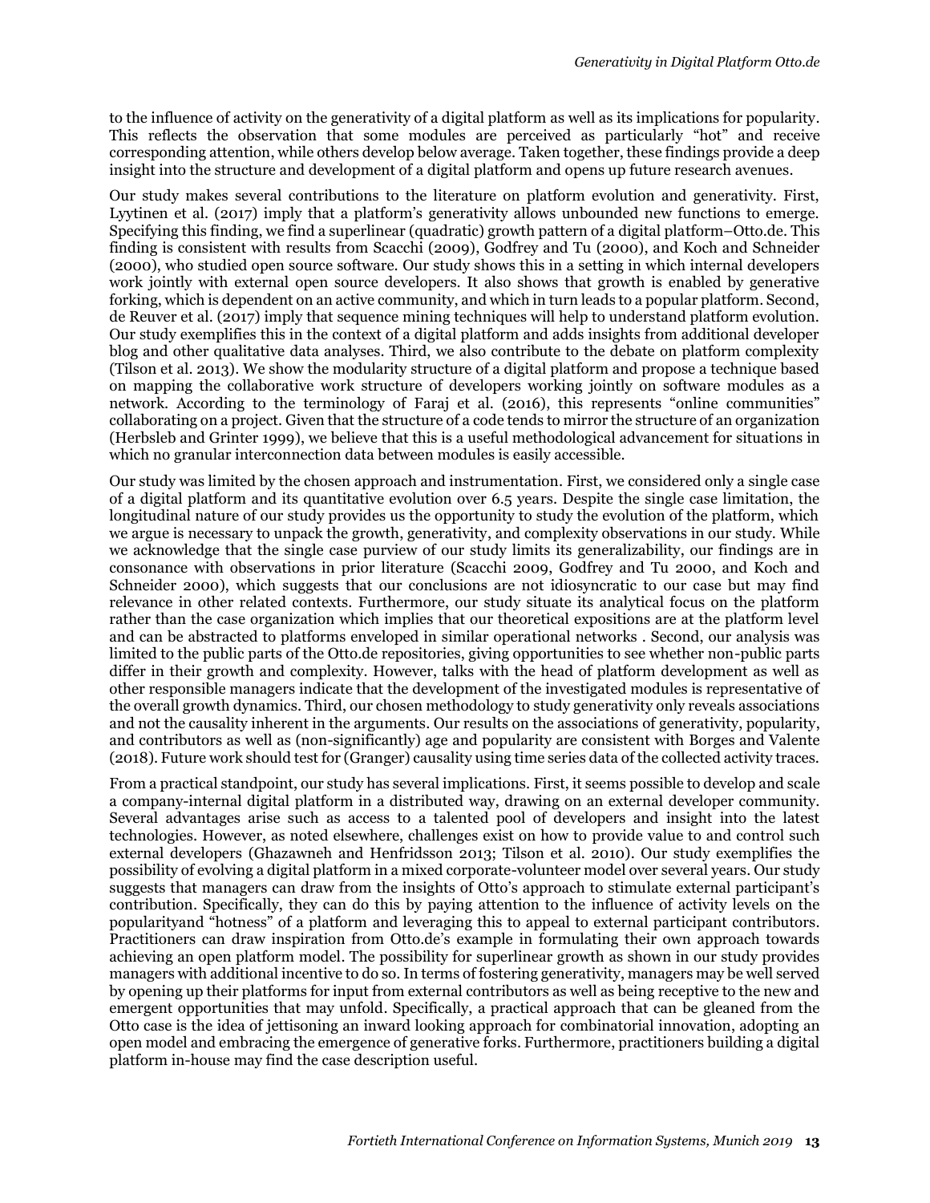to the influence of activity on the generativity of a digital platform as well as its implications for popularity. This reflects the observation that some modules are perceived as particularly "hot" and receive corresponding attention, while others develop below average. Taken together, these findings provide a deep insight into the structure and development of a digital platform and opens up future research avenues.

Our study makes several contributions to the literature on platform evolution and generativity. First, Lyytinen et al. (2017) imply that a platform's generativity allows unbounded new functions to emerge. Specifying this finding, we find a superlinear (quadratic) growth pattern of a digital platform–Otto.de. This finding is consistent with results from Scacchi (2009), Godfrey and Tu (2000), and Koch and Schneider (2000), who studied open source software. Our study shows this in a setting in which internal developers work jointly with external open source developers. It also shows that growth is enabled by generative forking, which is dependent on an active community, and which in turn leads to a popular platform. Second, de Reuver et al. (2017) imply that sequence mining techniques will help to understand platform evolution. Our study exemplifies this in the context of a digital platform and adds insights from additional developer blog and other qualitative data analyses. Third, we also contribute to the debate on platform complexity (Tilson et al. 2013). We show the modularity structure of a digital platform and propose a technique based on mapping the collaborative work structure of developers working jointly on software modules as a network. According to the terminology of Faraj et al. (2016), this represents "online communities" collaborating on a project. Given that the structure of a code tends to mirror the structure of an organization (Herbsleb and Grinter 1999), we believe that this is a useful methodological advancement for situations in which no granular interconnection data between modules is easily accessible.

Our study was limited by the chosen approach and instrumentation. First, we considered only a single case of a digital platform and its quantitative evolution over 6.5 years. Despite the single case limitation, the longitudinal nature of our study provides us the opportunity to study the evolution of the platform, which we argue is necessary to unpack the growth, generativity, and complexity observations in our study. While we acknowledge that the single case purview of our study limits its generalizability, our findings are in consonance with observations in prior literature (Scacchi 2009, Godfrey and Tu 2000, and Koch and Schneider 2000), which suggests that our conclusions are not idiosyncratic to our case but may find relevance in other related contexts. Furthermore, our study situate its analytical focus on the platform rather than the case organization which implies that our theoretical expositions are at the platform level and can be abstracted to platforms enveloped in similar operational networks . Second, our analysis was limited to the public parts of the Otto.de repositories, giving opportunities to see whether non-public parts differ in their growth and complexity. However, talks with the head of platform development as well as other responsible managers indicate that the development of the investigated modules is representative of the overall growth dynamics. Third, our chosen methodology to study generativity only reveals associations and not the causality inherent in the arguments. Our results on the associations of generativity, popularity, and contributors as well as (non-significantly) age and popularity are consistent with Borges and Valente (2018). Future work should test for (Granger) causality using time series data of the collected activity traces.

From a practical standpoint, our study has several implications. First, it seems possible to develop and scale a company-internal digital platform in a distributed way, drawing on an external developer community. Several advantages arise such as access to a talented pool of developers and insight into the latest technologies. However, as noted elsewhere, challenges exist on how to provide value to and control such external developers (Ghazawneh and Henfridsson 2013; Tilson et al. 2010). Our study exemplifies the possibility of evolving a digital platform in a mixed corporate-volunteer model over several years. Our study suggests that managers can draw from the insights of Otto's approach to stimulate external participant's contribution. Specifically, they can do this by paying attention to the influence of activity levels on the popularityand "hotness" of a platform and leveraging this to appeal to external participant contributors. Practitioners can draw inspiration from Otto.de's example in formulating their own approach towards achieving an open platform model. The possibility for superlinear growth as shown in our study provides managers with additional incentive to do so. In terms of fostering generativity, managers may be well served by opening up their platforms for input from external contributors as well as being receptive to the new and emergent opportunities that may unfold. Specifically, a practical approach that can be gleaned from the Otto case is the idea of jettisoning an inward looking approach for combinatorial innovation, adopting an open model and embracing the emergence of generative forks. Furthermore, practitioners building a digital platform in-house may find the case description useful.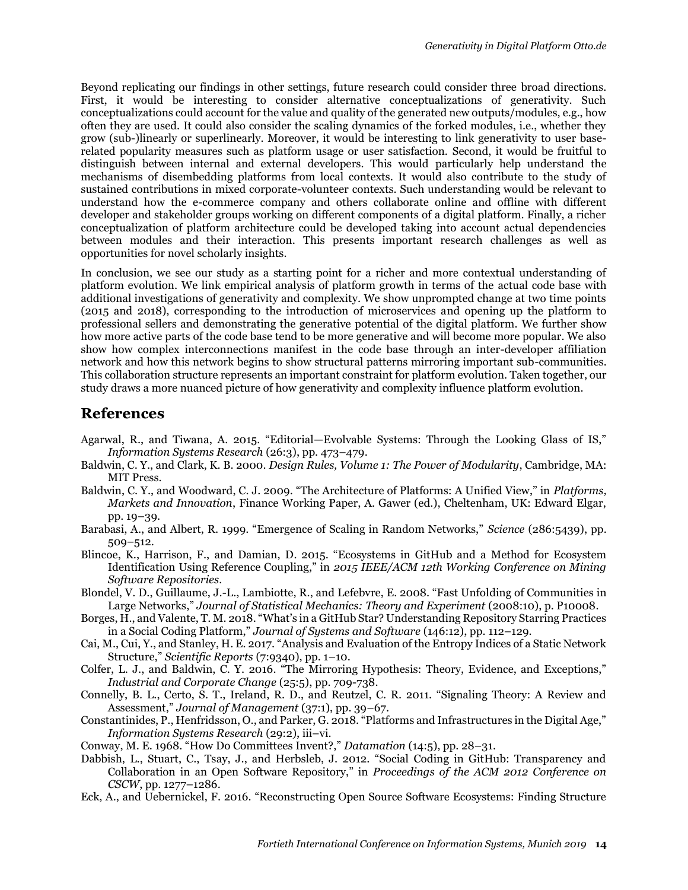Beyond replicating our findings in other settings, future research could consider three broad directions. First, it would be interesting to consider alternative conceptualizations of generativity. Such conceptualizations could account for the value and quality of the generated new outputs/modules, e.g., how often they are used. It could also consider the scaling dynamics of the forked modules, i.e., whether they grow (sub-)linearly or superlinearly. Moreover, it would be interesting to link generativity to user base-related popularity measures such as platform usage or user satisfaction. Second, it would be fruitful to distinguish between internal and external developers. This would particularly help understand the mechanisms of disembedding platforms from local contexts. It would also contribute to the study of sustained contributions in mixed corporate-volunteer contexts. Such understanding would be relevant to understand how the e-commerce company and others collaborate online and offline with different developer and stakeholder groups working on different components of a digital platform. Finally, a richer conceptualization of platform architecture could be developed taking into account actual dependencies between modules and their interaction. This presents important research challenges as well as opportunities for novel scholarly insights.

In conclusion, we see our study as a starting point for a richer and more contextual understanding of platform evolution. We link empirical analysis of platform growth in terms of the actual code base with additional investigations of generativity and complexity. We show unprompted change at two time points (2015 and 2018), corresponding to the introduction of microservices and opening up the platform to professional sellers and demonstrating the generative potential of the digital platform. We further show how more active parts of the code base tend to be more generative and will become more popular. We also show how complex interconnections manifest in the code base through an inter-developer affiliation network and how this network begins to show structural patterns mirroring important sub-communities. This collaboration structure represents an important constraint for platform evolution. Taken together, our study draws a more nuanced picture of how generativity and complexity influence platform evolution.

## References

Agarwal, R., and Tiwana, A. 2015. "Editorial—Evolvable Systems: Through the Looking Glass of IS," *Information Systems Research* (26:3), pp. 473–479.

Baldwin, C. Y., and Clark, K. B. 2000. *Design Rules, Volume 1: The Power of Modularity*, Cambridge, MA: MIT Press.

Baldwin, C. Y., and Woodward, C. J. 2009. "The Architecture of Platforms: A Unified View," in *Platforms, Markets and Innovation*, Finance Working Paper, A. Gawer (ed.), Cheltenham, UK: Edward Elgar, pp. 19–39.

Barabasi, A., and Albert, R. 1999. "Emergence of Scaling in Random Networks," *Science* (286:5439), pp. 509–512.

Blincoe, K., Harrison, F., and Damian, D. 2015. "Ecosystems in GitHub and a Method for Ecosystem Identification Using Reference Coupling," in *2015 IEEE/ACM 12th Working Conference on Mining Software Repositories*.

Blondel, V. D., Guillaume, J.-L., Lambiotte, R., and Lefebvre, E. 2008. "Fast Unfolding of Communities in Large Networks," *Journal of Statistical Mechanics: Theory and Experiment* (2008:10), p. P10008.

Borges, H., and Valente, T. M. 2018. "What's in a GitHub Star? Understanding Repository Starring Practices in a Social Coding Platform," *Journal of Systems and Software* (146:12), pp. 112–129.

Cai, M., Cui, Y., and Stanley, H. E. 2017. "Analysis and Evaluation of the Entropy Indices of a Static Network Structure," *Scientific Reports* (7:9340), pp. 1–10.

Colfer, L. J., and Baldwin, C. Y. 2016. "The Mirroring Hypothesis: Theory, Evidence, and Exceptions," *Industrial and Corporate Change* (25:5), pp. 709-738.

Connelly, B. L., Certo, S. T., Ireland, R. D., and Reutzel, C. R. 2011. "Signaling Theory: A Review and Assessment," *Journal of Management* (37:1), pp. 39–67.

Constantinides, P., Henfridsson, O., and Parker, G. 2018. "Platforms and Infrastructures in the Digital Age," *Information Systems Research* (29:2), iii–vi.

Conway, M. E. 1968. "How Do Committees Invent?," *Datamation* (14:5), pp. 28–31.

Dabbish, L., Stuart, C., Tsay, J., and Herbsleb, J. 2012. "Social Coding in GitHub: Transparency and Collaboration in an Open Software Repository," in *Proceedings of the ACM 2012 Conference on CSCW*, pp. 1277–1286.

Eck, A., and Uebernickel, F. 2016. "Reconstructing Open Source Software Ecosystems: Finding Structure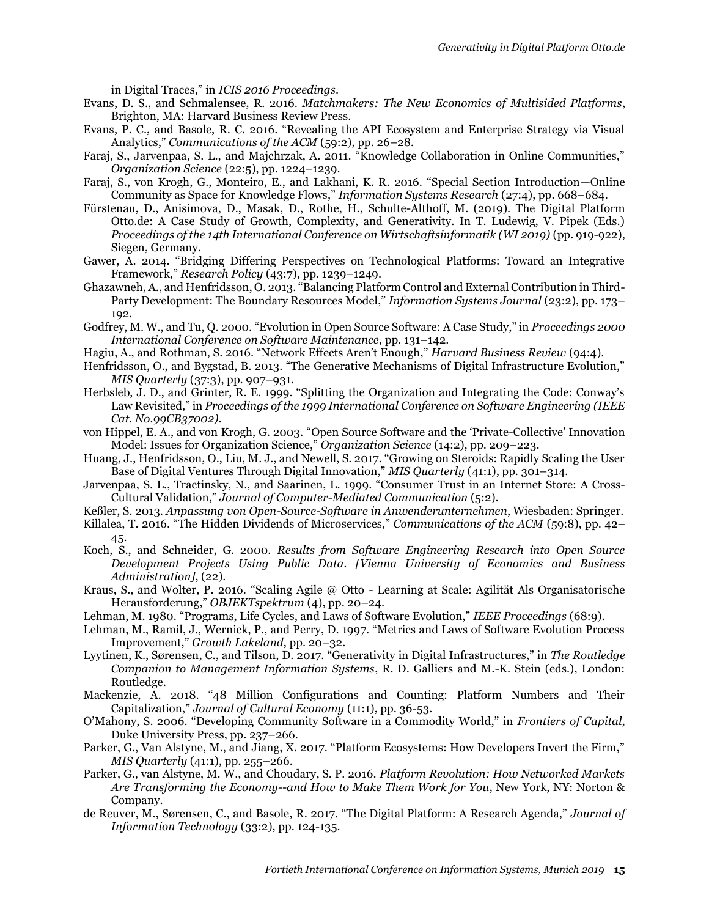in Digital Traces," in *ICIS 2016 Proceedings*.

Evans, D. S., and Schmalensee, R. 2016. *Matchmakers: The New Economics of Multisided Platforms*, Brighton, MA: Harvard Business Review Press.

Evans, P. C., and Basole, R. C. 2016. "Revealing the API Ecosystem and Enterprise Strategy via Visual Analytics," *Communications of the ACM* (59:2), pp. 26–28.

Faraj, S., Jarvenpaa, S. L., and Majchrzak, A. 2011. "Knowledge Collaboration in Online Communities," *Organization Science* (22:5), pp. 1224–1239.

Faraj, S., von Krogh, G., Monteiro, E., and Lakhani, K. R. 2016. "Special Section Introduction—Online Community as Space for Knowledge Flows," *Information Systems Research* (27:4), pp. 668–684.

Fürstenau, D., Anisimova, D., Masak, D., Rothe, H., Schulte-Althoff, M. (2019). The Digital Platform Otto.de: A Case Study of Growth, Complexity, and Generativity. In T. Ludewig, V. Pipek (Eds.) *Proceedings of the 14th International Conference on Wirtschaftsinformatik (WI 2019)* (pp. 919-922), Siegen, Germany.

Gawer, A. 2014. "Bridging Differing Perspectives on Technological Platforms: Toward an Integrative Framework," *Research Policy* (43:7), pp. 1239–1249.

Ghazawneh, A., and Henfridsson, O. 2013. "Balancing Platform Control and External Contribution in Third-Party Development: The Boundary Resources Model," *Information Systems Journal* (23:2), pp. 173–192.

Godfrey, M. W., and Tu, Q. 2000. "Evolution in Open Source Software: A Case Study," in *Proceedings 2000 International Conference on Software Maintenance*, pp. 131–142.

Hagiu, A., and Rothman, S. 2016. "Network Effects Aren't Enough," *Harvard Business Review* (94:4).

Henfridsson, O., and Bygstad, B. 2013. "The Generative Mechanisms of Digital Infrastructure Evolution," *MIS Quarterly* (37:3), pp. 907–931.

Herbsleb, J. D., and Grinter, R. E. 1999. "Splitting the Organization and Integrating the Code: Conway's Law Revisited," in *Proceedings of the 1999 International Conference on Software Engineering (IEEE Cat. No.99CB37002)*.

von Hippel, E. A., and von Krogh, G. 2003. "Open Source Software and the 'Private-Collective' Innovation Model: Issues for Organization Science," *Organization Science* (14:2), pp. 209–223.

Huang, J., Henfridsson, O., Liu, M. J., and Newell, S. 2017. "Growing on Steroids: Rapidly Scaling the User Base of Digital Ventures Through Digital Innovation," *MIS Quarterly* (41:1), pp. 301–314.

Jarvenpaa, S. L., Tractinsky, N., and Saarinen, L. 1999. "Consumer Trust in an Internet Store: A Cross-Cultural Validation," *Journal of Computer-Mediated Communication* (5:2).

Keßler, S. 2013. *Anpassung von Open-Source-Software in Anwenderunternehmen*, Wiesbaden: Springer.

Killalea, T. 2016. "The Hidden Dividends of Microservices," *Communications of the ACM* (59:8), pp. 42–45.

Koch, S., and Schneider, G. 2000. *Results from Software Engineering Research into Open Source Development Projects Using Public Data. [Vienna University of Economics and Business Administration]*, (22).

Kraus, S., and Wolter, P. 2016. "Scaling Agile @ Otto - Learning at Scale: Agilität Als Organisatorische Herausforderung," *OBJEKTspektrum* (4), pp. 20–24.

Lehman, M. 1980. "Programs, Life Cycles, and Laws of Software Evolution," *IEEE Proceedings* (68:9).

Lehman, M., Ramil, J., Wernick, P., and Perry, D. 1997. "Metrics and Laws of Software Evolution Process Improvement," *Growth Lakeland*, pp. 20–32.

Lyytinen, K., Sørensen, C., and Tilson, D. 2017. "Generativity in Digital Infrastructures," in *The Routledge Companion to Management Information Systems*, R. D. Galliers and M.-K. Stein (eds.), London: Routledge.

Mackenzie, A. 2018. "48 Million Configurations and Counting: Platform Numbers and Their Capitalization," *Journal of Cultural Economy* (11:1), pp. 36-53.

O'Mahony, S. 2006. "Developing Community Software in a Commodity World," in *Frontiers of Capital*, Duke University Press, pp. 237–266.

Parker, G., Van Alstyne, M., and Jiang, X. 2017. "Platform Ecosystems: How Developers Invert the Firm," *MIS Quarterly* (41:1), pp. 255–266.

Parker, G., van Alstyne, M. W., and Choudary, S. P. 2016. *Platform Revolution: How Networked Markets Are Transforming the Economy--and How to Make Them Work for You*, New York, NY: Norton & Company.

de Reuver, M., Sørensen, C., and Basole, R. 2017. "The Digital Platform: A Research Agenda," *Journal of Information Technology* (33:2), pp. 124-135.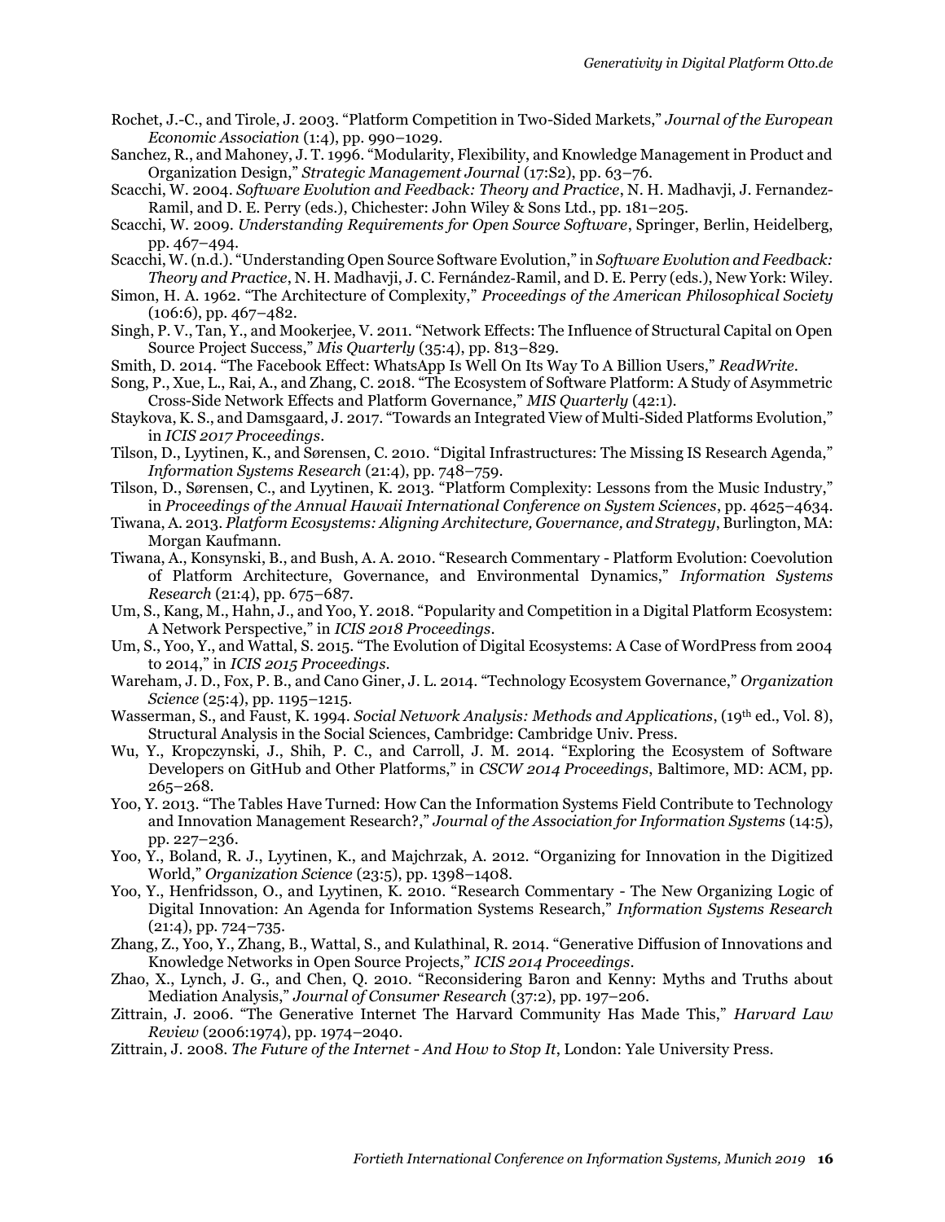Rochet, J.-C., and Tirole, J. 2003. "Platform Competition in Two-Sided Markets," *Journal of the European Economic Association* (1:4), pp. 990–1029.

Sanchez, R., and Mahoney, J. T. 1996. "Modularity, Flexibility, and Knowledge Management in Product and Organization Design," *Strategic Management Journal* (17:S2), pp. 63–76.

Scacchi, W. 2004. *Software Evolution and Feedback: Theory and Practice*, N. H. Madhavji, J. Fernandez-Ramil, and D. E. Perry (eds.), Chichester: John Wiley & Sons Ltd., pp. 181–205.

Scacchi, W. 2009. *Understanding Requirements for Open Source Software*, Springer, Berlin, Heidelberg, pp. 467–494.

Scacchi, W. (n.d.). "Understanding Open Source Software Evolution," in *Software Evolution and Feedback: Theory and Practice*, N. H. Madhavji, J. C. Fernández-Ramil, and D. E. Perry (eds.), New York: Wiley.

Simon, H. A. 1962. "The Architecture of Complexity," *Proceedings of the American Philosophical Society* (106:6), pp. 467–482.

Singh, P. V., Tan, Y., and Mookerjee, V. 2011. "Network Effects: The Influence of Structural Capital on Open Source Project Success," *Mis Quarterly* (35:4), pp. 813–829.

Smith, D. 2014. "The Facebook Effect: WhatsApp Is Well On Its Way To A Billion Users," *ReadWrite*.

Song, P., Xue, L., Rai, A., and Zhang, C. 2018. "The Ecosystem of Software Platform: A Study of Asymmetric Cross-Side Network Effects and Platform Governance," *MIS Quarterly* (42:1).

Staykova, K. S., and Damsgaard, J. 2017. "Towards an Integrated View of Multi-Sided Platforms Evolution," in *ICIS 2017 Proceedings*.

Tilson, D., Lyytinen, K., and Sørensen, C. 2010. "Digital Infrastructures: The Missing IS Research Agenda," *Information Systems Research* (21:4), pp. 748–759.

Tilson, D., Sørensen, C., and Lyytinen, K. 2013. "Platform Complexity: Lessons from the Music Industry," in *Proceedings of the Annual Hawaii International Conference on System Sciences*, pp. 4625–4634.

Tiwana, A. 2013. *Platform Ecosystems: Aligning Architecture, Governance, and Strategy*, Burlington, MA: Morgan Kaufmann.

Tiwana, A., Konsynski, B., and Bush, A. A. 2010. "Research Commentary - Platform Evolution: Coevolution of Platform Architecture, Governance, and Environmental Dynamics," *Information Systems Research* (21:4), pp. 675–687.

Um, S., Kang, M., Hahn, J., and Yoo, Y. 2018. "Popularity and Competition in a Digital Platform Ecosystem: A Network Perspective," in *ICIS 2018 Proceedings*.

Um, S., Yoo, Y., and Wattal, S. 2015. "The Evolution of Digital Ecosystems: A Case of WordPress from 2004 to 2014," in *ICIS 2015 Proceedings*.

Wareham, J. D., Fox, P. B., and Cano Giner, J. L. 2014. "Technology Ecosystem Governance," *Organization Science* (25:4), pp. 1195–1215.

Wasserman, S., and Faust, K. 1994. *Social Network Analysis: Methods and Applications*, (19th ed., Vol. 8), Structural Analysis in the Social Sciences, Cambridge: Cambridge Univ. Press.

Wu, Y., Kropczynski, J., Shih, P. C., and Carroll, J. M. 2014. "Exploring the Ecosystem of Software Developers on GitHub and Other Platforms," in *CSCW 2014 Proceedings*, Baltimore, MD: ACM, pp. 265–268.

Yoo, Y. 2013. "The Tables Have Turned: How Can the Information Systems Field Contribute to Technology and Innovation Management Research?," *Journal of the Association for Information Systems* (14:5), pp. 227–236.

Yoo, Y., Boland, R. J., Lyytinen, K., and Majchrzak, A. 2012. "Organizing for Innovation in the Digitized World," *Organization Science* (23:5), pp. 1398–1408.

Yoo, Y., Henfridsson, O., and Lyytinen, K. 2010. "Research Commentary - The New Organizing Logic of Digital Innovation: An Agenda for Information Systems Research," *Information Systems Research* (21:4), pp. 724–735.

Zhang, Z., Yoo, Y., Zhang, B., Wattal, S., and Kulathinal, R. 2014. "Generative Diffusion of Innovations and Knowledge Networks in Open Source Projects," *ICIS 2014 Proceedings*.

Zhao, X., Lynch, J. G., and Chen, Q. 2010. "Reconsidering Baron and Kenny: Myths and Truths about Mediation Analysis," *Journal of Consumer Research* (37:2), pp. 197–206.

Zittrain, J. 2006. "The Generative Internet The Harvard Community Has Made This," *Harvard Law Review* (2006:1974), pp. 1974–2040.

Zittrain, J. 2008. *The Future of the Internet - And How to Stop It*, London: Yale University Press.